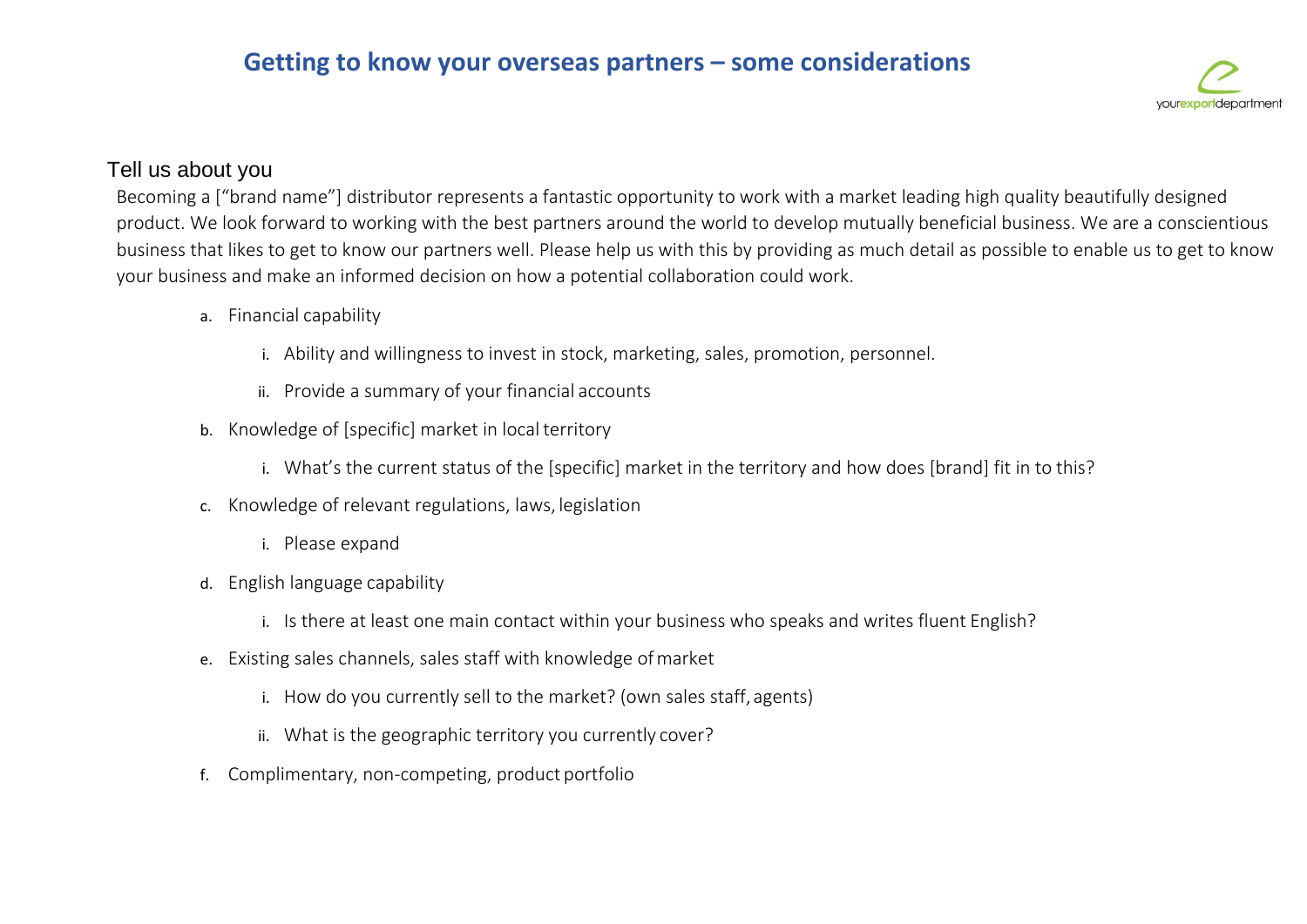# Getting to know your overseas partners – some considerations

## Tell us about you

Becoming a ["brand name"] distributor represents a fantastic opportunity to work with a market leading high quality beautifully designed product. We look forward to working with the best partners around the world to develop mutually beneficial business. We are a conscientious business that likes to get to know our partners well. Please help us with this by providing as much detail as possible to enable us to get to know your business and make an informed decision on how a potential collaboration could work.

a. Financial capability
   i. Ability and willingness to invest in stock, marketing, sales, promotion, personnel.
   ii. Provide a summary of your financial accounts
b. Knowledge of [specific] market in local territory
   i. What's the current status of the [specific] market in the territory and how does [brand] fit in to this?
c. Knowledge of relevant regulations, laws, legislation
   i. Please expand
d. English language capability
   i. Is there at least one main contact within your business who speaks and writes fluent English?
e. Existing sales channels, sales staff with knowledge of market
   i. How do you currently sell to the market? (own sales staff, agents)
   ii. What is the geographic territory you currently cover?
f. Complimentary, non-competing, product portfolio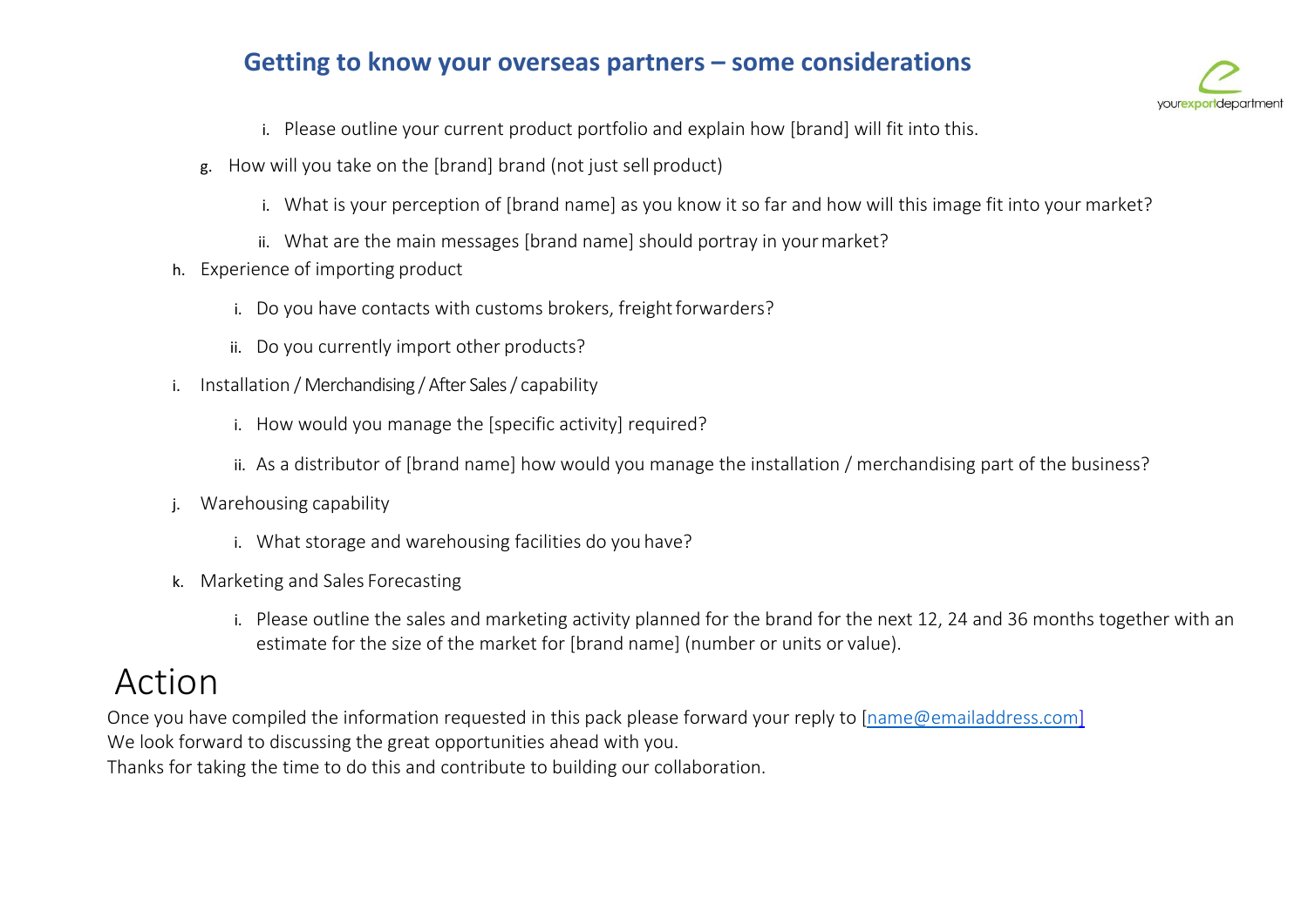## Getting to know your overseas partners – some considerations

  - i. Please outline your current product portfolio and explain how [brand] will fit into this.

- g. How will you take on the [brand] brand (not just sell product)
  - i. What is your perception of [brand name] as you know it so far and how will this image fit into your market?
  - ii. What are the main messages [brand name] should portray in your market?

h. Experience of importing product
  - i. Do you have contacts with customs brokers, freight forwarders?
  - ii. Do you currently import other products?

i. Installation / Merchandising / After Sales / capability
  - i. How would you manage the [specific activity] required?
  - ii. As a distributor of [brand name] how would you manage the installation / merchandising part of the business?

j. Warehousing capability
  - i. What storage and warehousing facilities do you have?

k. Marketing and Sales Forecasting
  - i. Please outline the sales and marketing activity planned for the brand for the next 12, 24 and 36 months together with an estimate for the size of the market for [brand name] (number or units or value).

# Action

Once you have compiled the information requested in this pack please forward your reply to [name@emailaddress.com]
We look forward to discussing the great opportunities ahead with you.
Thanks for taking the time to do this and contribute to building our collaboration.